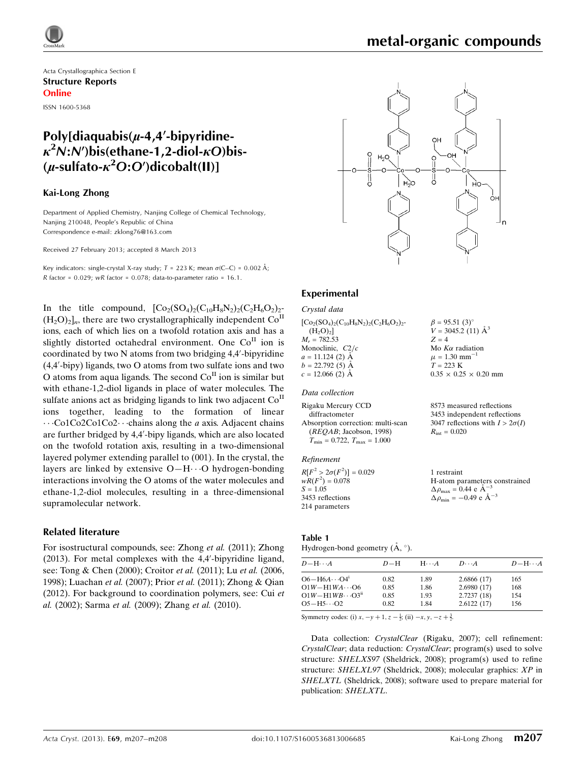Acta Crystallographica Section E
**Structure Reports Online**

ISSN 1600-5368

# Poly[diaquabis($\mu$-4,4′-bipyridine-$\kappa^2N$:$N'$)bis(ethane-1,2-diol-$\kappa O$)bis($\mu$-sulfato-$\kappa^2O$:$O'$)dicobalt(II)]

**Kai-Long Zhong**

Department of Applied Chemistry, Nanjing College of Chemical Technology, Nanjing 210048, People's Republic of China
Correspondence e-mail: zklong76@163.com

Received 27 February 2013; accepted 8 March 2013

Key indicators: single-crystal X-ray study; $T$ = 223 K; mean $\sigma$(C–C) = 0.002 Å; $R$ factor = 0.029; $wR$ factor = 0.078; data-to-parameter ratio = 16.1.

In the title compound, $[Co_2(SO_4)_2(C_{10}H_8N_2)_2(C_2H_6O_2)_2(H_2O)_2]_n$, there are two crystallographically independent $Co^{II}$ ions, each of which lies on a twofold rotation axis and has a slightly distorted octahedral environment. One $Co^{II}$ ion is coordinated by two N atoms from two bridging 4,4′-bipyridine (4,4′-bipy) ligands, two O atoms from two sulfate ions and two O atoms from aqua ligands. The second $Co^{II}$ ion is similar but with ethane-1,2-diol ligands in place of water molecules. The sulfate anions act as bridging ligands to link two adjacent $Co^{II}$ ions together, leading to the formation of linear $\cdots$Co1Co2Co1Co2$\cdots$ chains along the $a$ axis. Adjacent chains are further bridged by 4,4′-bipy ligands, which are also located on the twofold rotation axis, resulting in a two-dimensional layered polymer extending parallel to (001). In the crystal, the layers are linked by extensive O—H$\cdots$O hydrogen-bonding interactions involving the O atoms of the water molecules and ethane-1,2-diol molecules, resulting in a three-dimensional supramolecular network.

## Related literature

For isostructural compounds, see: Zhong *et al.* (2011); Zhong (2013). For metal complexes with the 4,4′-bipyridine ligand, see: Tong & Chen (2000); Croitor *et al.* (2011); Lu *et al.* (2006, 1998); Luachan *et al.* (2007); Prior *et al.* (2011); Zhong & Qian (2012). For background to coordination polymers, see: Cui *et al.* (2002); Sarma *et al.* (2009); Zhang *et al.* (2010).

## Experimental

### Crystal data

$[Co_2(SO_4)_2(C_{10}H_8N_2)_2(C_2H_6O_2)_2(H_2O)_2]$
$M_r$ = 782.53
Monoclinic, $C2/c$
$a$ = 11.124 (2) Å
$b$ = 22.792 (5) Å
$c$ = 12.066 (2) Å
$\beta$ = 95.51 (3)°
$V$ = 3045.2 (11) Å$^3$
$Z$ = 4
Mo $K\alpha$ radiation
$\mu$ = 1.30 mm$^{-1}$
$T$ = 223 K
0.35 × 0.25 × 0.20 mm

### Data collection

Rigaku Mercury CCD diffractometer
Absorption correction: multi-scan (*REQAB*; Jacobson, 1998)
$T_{min}$ = 0.722, $T_{max}$ = 1.000
8573 measured reflections
3453 independent reflections
3047 reflections with $I > 2\sigma(I)$
$R_{int}$ = 0.020

### Refinement

$R[F^2 > 2\sigma(F^2)]$ = 0.029
$wR(F^2)$ = 0.078
$S$ = 1.05
3453 reflections
214 parameters
1 restraint
H-atom parameters constrained
$\Delta\rho_{max}$ = 0.44 e Å$^{-3}$
$\Delta\rho_{min}$ = −0.49 e Å$^{-3}$

**Table 1**
Hydrogen-bond geometry (Å, °).

| $D$—H$\cdots$$A$ | $D$—H | H$\cdots$$A$ | $D$$\cdots$$A$ | $D$—H$\cdots$$A$ |
|---|---|---|---|---|
| O6—H6$A$$\cdots$O4$^{i}$ | 0.82 | 1.89 | 2.6866 (17) | 165 |
| O1$W$—H1$WA$$\cdots$O6 | 0.85 | 1.86 | 2.6980 (17) | 168 |
| O1$W$—H1$WB$$\cdots$O3$^{ii}$ | 0.85 | 1.93 | 2.7237 (18) | 154 |
| O5—H5$\cdots$O2 | 0.82 | 1.84 | 2.6122 (17) | 156 |

Symmetry codes: (i) $x, -y+1, z-\frac{1}{2}$; (ii) $-x, y, -z+\frac{3}{2}$.

Data collection: *CrystalClear* (Rigaku, 2007); cell refinement: *CrystalClear*; data reduction: *CrystalClear*; program(s) used to solve structure: *SHELXS97* (Sheldrick, 2008); program(s) used to refine structure: *SHELXL97* (Sheldrick, 2008); molecular graphics: *XP* in *SHELXTL* (Sheldrick, 2008); software used to prepare material for publication: *SHELXTL*.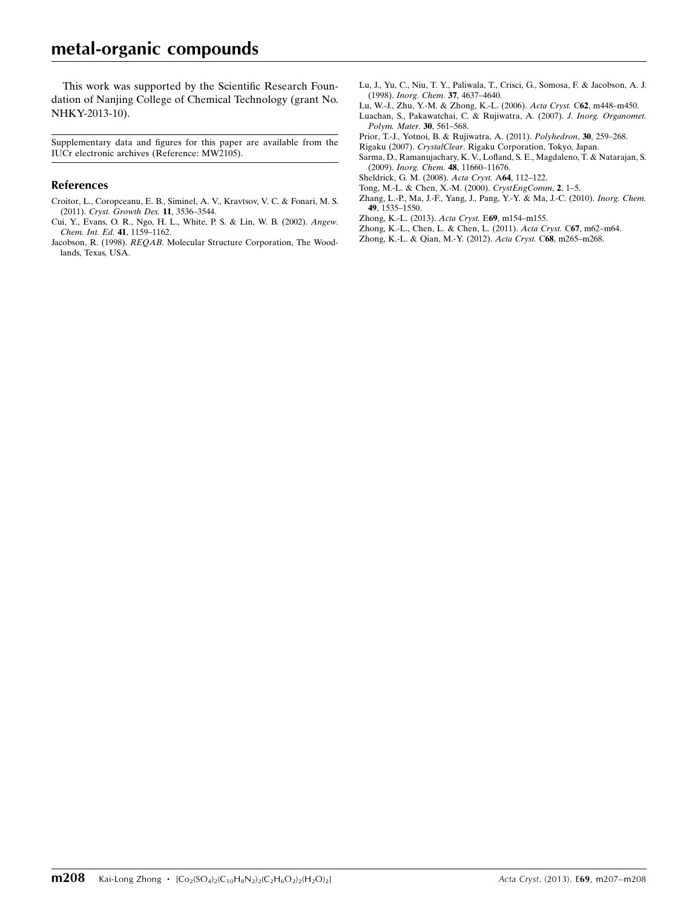This work was supported by the Scientific Research Foundation of Nanjing College of Chemical Technology (grant No. NHKY-2013-10).

Supplementary data and figures for this paper are available from the IUCr electronic archives (Reference: MW2105).

## References

Croitor, L., Coropceanu, E. B., Siminel, A. V., Kravtsov, V. C. & Fonari, M. S. (2011). *Cryst. Growth Des.* **11**, 3536–3544.

Cui, Y., Evans, O. R., Ngo, H. L., White, P. S. & Lin, W. B. (2002). *Angew. Chem. Int. Ed.* **41**, 1159–1162.

Jacobson, R. (1998). *REQAB*. Molecular Structure Corporation, The Woodlands, Texas, USA.

Lu, J., Yu, C., Niu, T. Y., Paliwala, T., Crisci, G., Somosa, F. & Jacobson, A. J. (1998). *Inorg. Chem.* **37**, 4637–4640.

Lu, W.-J., Zhu, Y.-M. & Zhong, K.-L. (2006). *Acta Cryst.* C**62**, m448–m450.

Luachan, S., Pakawatchai, C. & Rujiwatra, A. (2007). *J. Inorg. Organomet. Polym. Mater.* **30**, 561–568.

Prior, T.-J., Yotnoi, B. & Rujiwatra, A. (2011). *Polyhedron*, **30**, 259–268.

Rigaku (2007). *CrystalClear*. Rigaku Corporation, Tokyo, Japan.

Sarma, D., Ramanujachary, K. V., Lofland, S. E., Magdaleno, T. & Natarajan, S. (2009). *Inorg. Chem.* **48**, 11660–11676.

Sheldrick, G. M. (2008). *Acta Cryst.* A**64**, 112–122.

Tong, M.-L. & Chen, X.-M. (2000). *CrystEngComm*, **2**, 1–5.

Zhang, L.-P., Ma, J.-F., Yang, J., Pang, Y.-Y. & Ma, J.-C. (2010). *Inorg. Chem.* **49**, 1535–1550.

Zhong, K.-L. (2013). *Acta Cryst.* E**69**, m154–m155.

Zhong, K.-L., Chen, L. & Chen, L. (2011). *Acta Cryst.* C**67**, m62–m64.

Zhong, K.-L. & Qian, M.-Y. (2012). *Acta Cryst.* C**68**, m265–m268.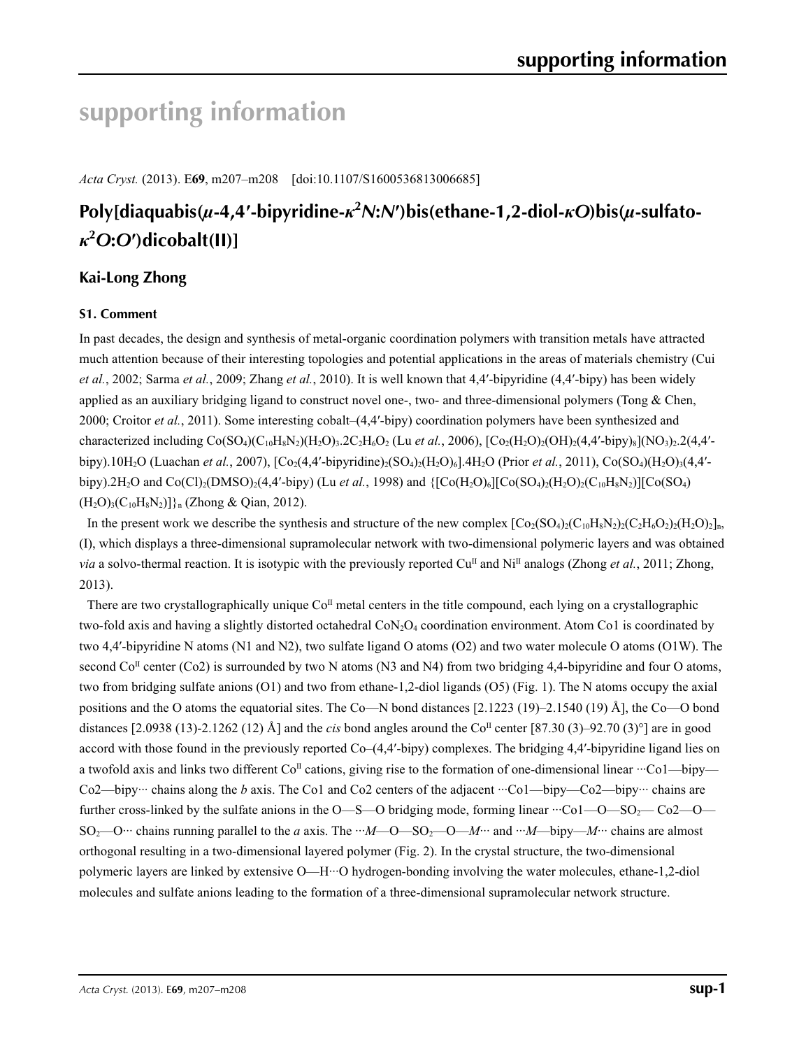# supporting information

*Acta Cryst.* (2013). E**69**, m207–m208    [doi:10.1107/S1600536813006685]

## Poly[diaquabis(*μ*-4,4′-bipyridine-$\kappa^2$*N*:*N*′)bis(ethane-1,2-diol-*κO*)bis(*μ*-sulfato-$\kappa^2$*O*:*O*′)dicobalt(II)]

### Kai-Long Zhong

#### S1. Comment

In past decades, the design and synthesis of metal-organic coordination polymers with transition metals have attracted much attention because of their interesting topologies and potential applications in the areas of materials chemistry (Cui *et al.*, 2002; Sarma *et al.*, 2009; Zhang *et al.*, 2010). It is well known that 4,4′-bipyridine (4,4′-bipy) has been widely applied as an auxiliary bridging ligand to construct novel one-, two- and three-dimensional polymers (Tong & Chen, 2000; Croitor *et al.*, 2011). Some interesting cobalt–(4,4′-bipy) coordination polymers have been synthesized and characterized including $Co(SO_4)(C_{10}H_8N_2)(H_2O)_3.2C_2H_6O_2$ (Lu *et al.*, 2006), $[Co_2(H_2O)_2(OH)_2(4,4'\text{-bipy})_8](NO_3)_2.2(4,4'\text{-bipy}).10H_2O$ (Luachan *et al.*, 2007), $[Co_2(4,4'\text{-bipyridine})_2(SO_4)_2(H_2O)_6].4H_2O$ (Prior *et al.*, 2011), $Co(SO_4)(H_2O)_3(4,4'\text{-bipy}).2H_2O$ and $Co(Cl)_2(DMSO)_2(4,4'\text{-bipy})$ (Lu *et al.*, 1998) and $\{[Co(H_2O)_6][Co(SO_4)_2(H_2O)_2(C_{10}H_8N_2)][Co(SO_4)(H_2O)_3(C_{10}H_8N_2)]\}_n$ (Zhong & Qian, 2012).

In the present work we describe the synthesis and structure of the new complex $[Co_2(SO_4)_2(C_{10}H_8N_2)_2(C_2H_6O_2)_2(H_2O)_2]_n$, (I), which displays a three-dimensional supramolecular network with two-dimensional polymeric layers and was obtained *via* a solvo-thermal reaction. It is isotypic with the previously reported $Cu^{II}$ and $Ni^{II}$ analogs (Zhong *et al.*, 2011; Zhong, 2013).

There are two crystallographically unique $Co^{II}$ metal centers in the title compound, each lying on a crystallographic two-fold axis and having a slightly distorted octahedral $CoN_2O_4$ coordination environment. Atom Co1 is coordinated by two 4,4′-bipyridine N atoms (N1 and N2), two sulfate ligand O atoms (O2) and two water molecule O atoms (O1W). The second $Co^{II}$ center (Co2) is surrounded by two N atoms (N3 and N4) from two bridging 4,4-bipyridine and four O atoms, two from bridging sulfate anions (O1) and two from ethane-1,2-diol ligands (O5) (Fig. 1). The N atoms occupy the axial positions and the O atoms the equatorial sites. The Co—N bond distances [2.1223 (19)–2.1540 (19) Å], the Co—O bond distances [2.0938 (13)-2.1262 (12) Å] and the *cis* bond angles around the $Co^{II}$ center [87.30 (3)–92.70 (3)°] are in good accord with those found in the previously reported Co–(4,4′-bipy) complexes. The bridging 4,4′-bipyridine ligand lies on a twofold axis and links two different $Co^{II}$ cations, giving rise to the formation of one-dimensional linear ···Co1—bipy—Co2—bipy··· chains along the *b* axis. The Co1 and Co2 centers of the adjacent ···Co1—bipy—Co2—bipy··· chains are further cross-linked by the sulfate anions in the O—S—O bridging mode, forming linear ···Co1—O—$SO_2$— Co2—O—$SO_2$—O··· chains running parallel to the *a* axis. The ···*M*—O—$SO_2$—O—*M*··· and ···*M*—bipy—*M*··· chains are almost orthogonal resulting in a two-dimensional layered polymer (Fig. 2). In the crystal structure, the two-dimensional polymeric layers are linked by extensive O—H···O hydrogen-bonding involving the water molecules, ethane-1,2-diol molecules and sulfate anions leading to the formation of a three-dimensional supramolecular network structure.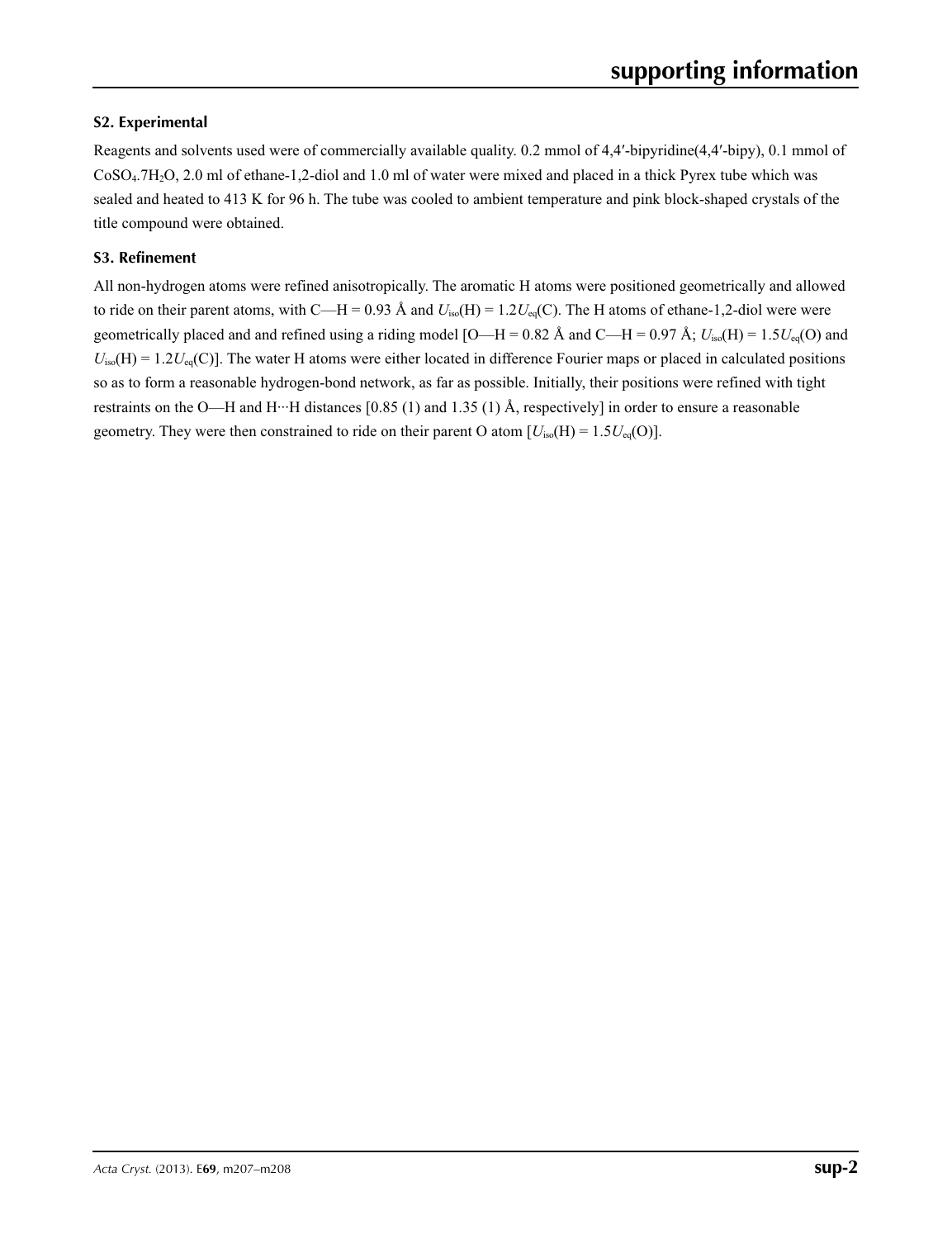## S2. Experimental

Reagents and solvents used were of commercially available quality. 0.2 mmol of 4,4′-bipyridine(4,4′-bipy), 0.1 mmol of $CoSO_4.7H_2O$, 2.0 ml of ethane-1,2-diol and 1.0 ml of water were mixed and placed in a thick Pyrex tube which was sealed and heated to 413 K for 96 h. The tube was cooled to ambient temperature and pink block-shaped crystals of the title compound were obtained.

## S3. Refinement

All non-hydrogen atoms were refined anisotropically. The aromatic H atoms were positioned geometrically and allowed to ride on their parent atoms, with C—H = 0.93 Å and $U_{iso}(H) = 1.2U_{eq}(C)$. The H atoms of ethane-1,2-diol were were geometrically placed and and refined using a riding model [O—H = 0.82 Å and C—H = 0.97 Å; $U_{iso}(H) = 1.5U_{eq}(O)$ and $U_{iso}(H) = 1.2U_{eq}(C)$]. The water H atoms were either located in difference Fourier maps or placed in calculated positions so as to form a reasonable hydrogen-bond network, as far as possible. Initially, their positions were refined with tight restraints on the O—H and H···H distances [0.85 (1) and 1.35 (1) Å, respectively] in order to ensure a reasonable geometry. They were then constrained to ride on their parent O atom [$U_{iso}(H) = 1.5U_{eq}(O)$].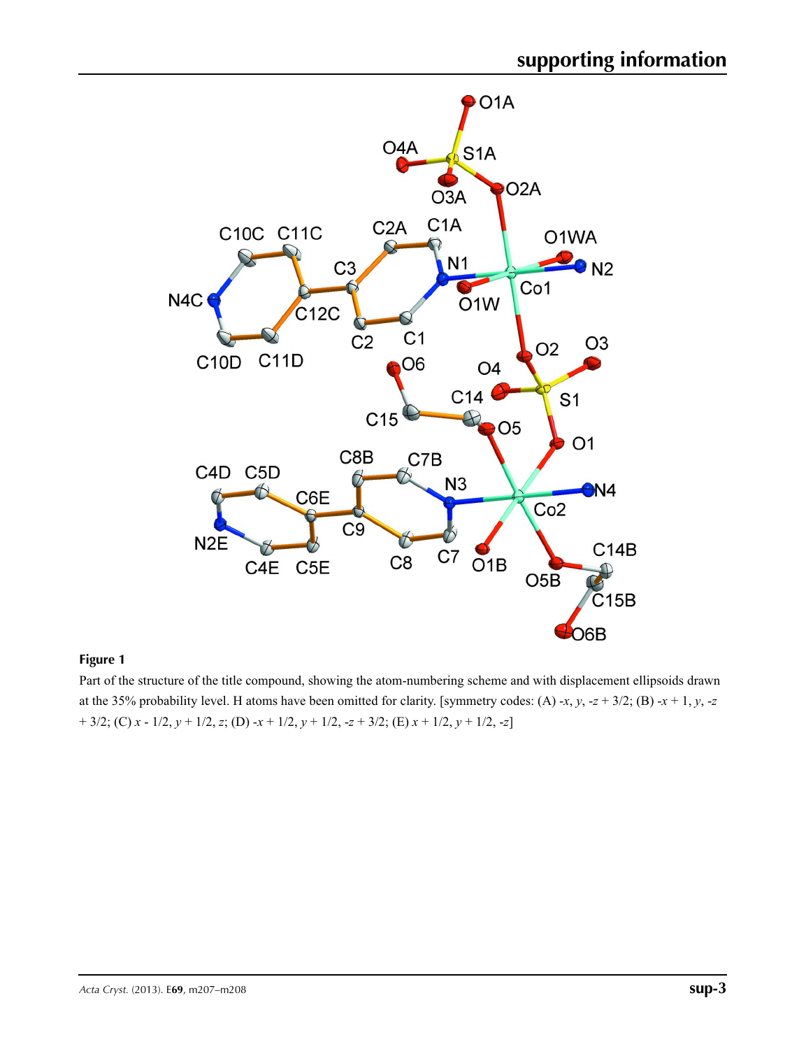**Figure 1**

Part of the structure of the title compound, showing the atom-numbering scheme and with displacement ellipsoids drawn at the 35% probability level. H atoms have been omitted for clarity. [symmetry codes: (A) $-x$, $y$, $-z + 3/2$; (B) $-x + 1$, $y$, $-z + 3/2$; (C) $x - 1/2$, $y + 1/2$, $z$; (D) $-x + 1/2$, $y + 1/2$, $-z + 3/2$; (E) $x + 1/2$, $y + 1/2$, $-z$]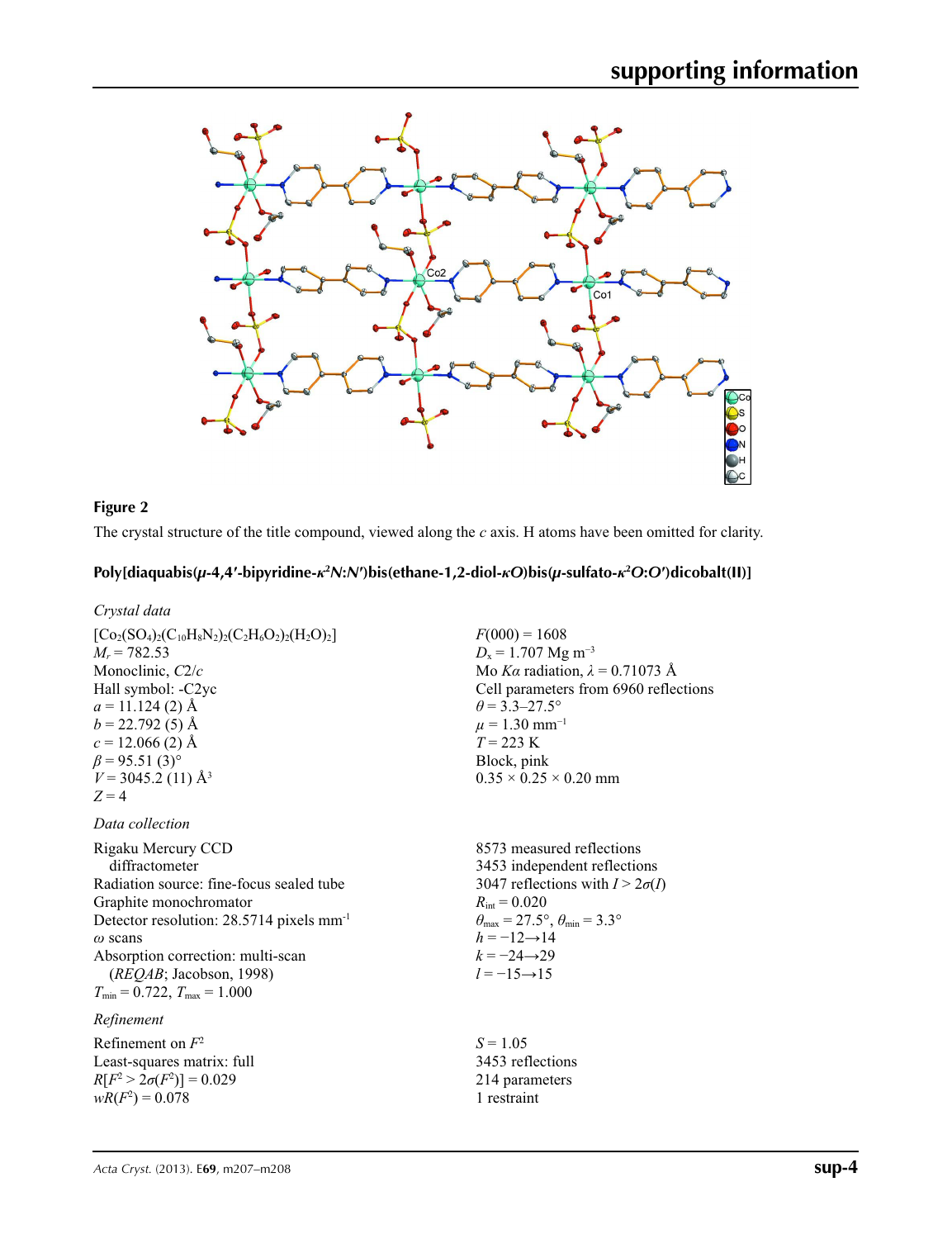**Figure 2**

The crystal structure of the title compound, viewed along the *c* axis. H atoms have been omitted for clarity.

## Poly[diaquabis(μ-4,4′-bipyridine-κ²N:N′)bis(ethane-1,2-diol-κO)bis(μ-sulfato-κ²O:O′)dicobalt(II)]

### Crystal data

$[Co_2(SO_4)_2(C_{10}H_8N_2)_2(C_2H_6O_2)_2(H_2O)_2]$
$M_r$ = 782.53
Monoclinic, $C2/c$
Hall symbol: -C2yc
$a$ = 11.124 (2) Å
$b$ = 22.792 (5) Å
$c$ = 12.066 (2) Å
$\beta$ = 95.51 (3)°
$V$ = 3045.2 (11) Å$^3$
$Z$ = 4
$F(000)$ = 1608
$D_x$ = 1.707 Mg m$^{-3}$
Mo $K\alpha$ radiation, $\lambda$ = 0.71073 Å
Cell parameters from 6960 reflections
$\theta$ = 3.3–27.5°
$\mu$ = 1.30 mm$^{-1}$
$T$ = 223 K
Block, pink
0.35 × 0.25 × 0.20 mm

### Data collection

Rigaku Mercury CCD diffractometer
Radiation source: fine-focus sealed tube
Graphite monochromator
Detector resolution: 28.5714 pixels mm$^{-1}$
$\omega$ scans
Absorption correction: multi-scan (*REQAB*; Jacobson, 1998)
$T_{min}$ = 0.722, $T_{max}$ = 1.000
8573 measured reflections
3453 independent reflections
3047 reflections with $I > 2\sigma(I)$
$R_{int}$ = 0.020
$\theta_{max}$ = 27.5°, $\theta_{min}$ = 3.3°
$h$ = −12→14
$k$ = −24→29
$l$ = −15→15

### Refinement

Refinement on $F^2$
Least-squares matrix: full
$R[F^2 > 2\sigma(F^2)]$ = 0.029
$wR(F^2)$ = 0.078
$S$ = 1.05
3453 reflections
214 parameters
1 restraint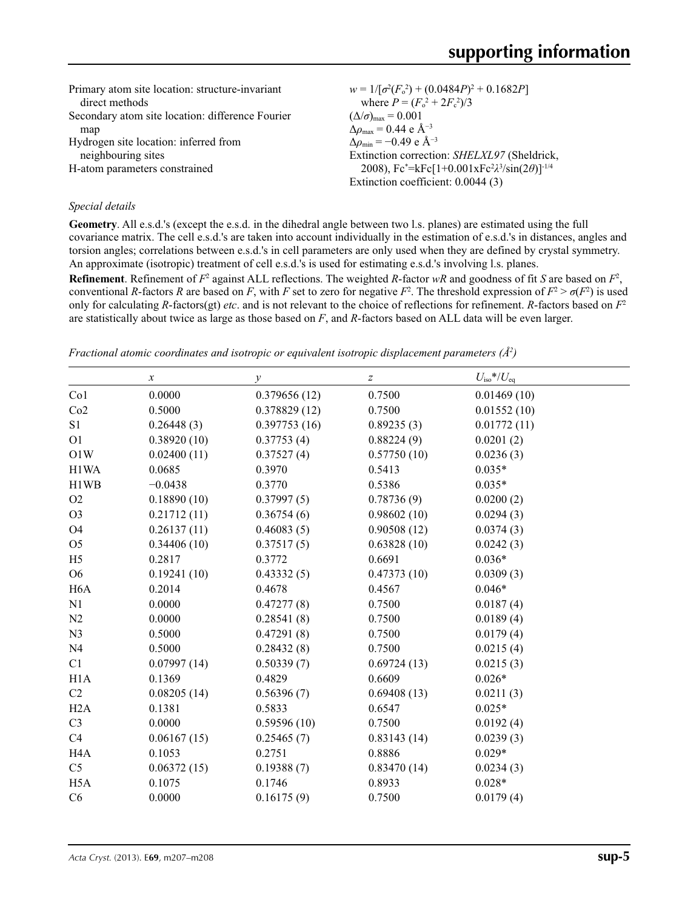Primary atom site location: structure-invariant direct methods

Secondary atom site location: difference Fourier map

Hydrogen site location: inferred from neighbouring sites

H-atom parameters constrained

$w = 1/[\sigma^2(F_o^2) + (0.0484P)^2 + 0.1682P]$
where $P = (F_o^2 + 2F_c^2)/3$

$(\Delta/\sigma)_{max} = 0.001$

$\Delta\rho_{max} = 0.44$ e Å$^{-3}$

$\Delta\rho_{min} = -0.49$ e Å$^{-3}$

Extinction correction: *SHELXL97* (Sheldrick, 2008), $Fc^* = kFc[1+0.001xFc^2\lambda^3/\sin(2\theta)]^{-1/4}$

Extinction coefficient: 0.0044 (3)

*Special details*

**Geometry**. All e.s.d.'s (except the e.s.d. in the dihedral angle between two l.s. planes) are estimated using the full covariance matrix. The cell e.s.d.'s are taken into account individually in the estimation of e.s.d.'s in distances, angles and torsion angles; correlations between e.s.d.'s in cell parameters are only used when they are defined by crystal symmetry. An approximate (isotropic) treatment of cell e.s.d.'s is used for estimating e.s.d.'s involving l.s. planes.

**Refinement**. Refinement of $F^2$ against ALL reflections. The weighted $R$-factor $wR$ and goodness of fit $S$ are based on $F^2$, conventional $R$-factors $R$ are based on $F$, with $F$ set to zero for negative $F^2$. The threshold expression of $F^2 > \sigma(F^2)$ is used only for calculating $R$-factors(gt) *etc*. and is not relevant to the choice of reflections for refinement. $R$-factors based on $F^2$ are statistically about twice as large as those based on $F$, and $R$-factors based on ALL data will be even larger.

*Fractional atomic coordinates and isotropic or equivalent isotropic displacement parameters (Å$^2$)*

| | $x$ | $y$ | $z$ | $U_{iso}$*/$U_{eq}$ |
|---|---|---|---|---|
| Co1 | 0.0000 | 0.379656 (12) | 0.7500 | 0.01469 (10) |
| Co2 | 0.5000 | 0.378829 (12) | 0.7500 | 0.01552 (10) |
| S1 | 0.26448 (3) | 0.397753 (16) | 0.89235 (3) | 0.01772 (11) |
| O1 | 0.38920 (10) | 0.37753 (4) | 0.88224 (9) | 0.0201 (2) |
| O1W | 0.02400 (11) | 0.37527 (4) | 0.57750 (10) | 0.0236 (3) |
| H1WA | 0.0685 | 0.3970 | 0.5413 | 0.035* |
| H1WB | −0.0438 | 0.3770 | 0.5386 | 0.035* |
| O2 | 0.18890 (10) | 0.37997 (5) | 0.78736 (9) | 0.0200 (2) |
| O3 | 0.21712 (11) | 0.36754 (6) | 0.98602 (10) | 0.0294 (3) |
| O4 | 0.26137 (11) | 0.46083 (5) | 0.90508 (12) | 0.0374 (3) |
| O5 | 0.34406 (10) | 0.37517 (5) | 0.63828 (10) | 0.0242 (3) |
| H5 | 0.2817 | 0.3772 | 0.6691 | 0.036* |
| O6 | 0.19241 (10) | 0.43332 (5) | 0.47373 (10) | 0.0309 (3) |
| H6A | 0.2014 | 0.4678 | 0.4567 | 0.046* |
| N1 | 0.0000 | 0.47277 (8) | 0.7500 | 0.0187 (4) |
| N2 | 0.0000 | 0.28541 (8) | 0.7500 | 0.0189 (4) |
| N3 | 0.5000 | 0.47291 (8) | 0.7500 | 0.0179 (4) |
| N4 | 0.5000 | 0.28432 (8) | 0.7500 | 0.0215 (4) |
| C1 | 0.07997 (14) | 0.50339 (7) | 0.69724 (13) | 0.0215 (3) |
| H1A | 0.1369 | 0.4829 | 0.6609 | 0.026* |
| C2 | 0.08205 (14) | 0.56396 (7) | 0.69408 (13) | 0.0211 (3) |
| H2A | 0.1381 | 0.5833 | 0.6547 | 0.025* |
| C3 | 0.0000 | 0.59596 (10) | 0.7500 | 0.0192 (4) |
| C4 | 0.06167 (15) | 0.25465 (7) | 0.83143 (14) | 0.0239 (3) |
| H4A | 0.1053 | 0.2751 | 0.8886 | 0.029* |
| C5 | 0.06372 (15) | 0.19388 (7) | 0.83470 (14) | 0.0234 (3) |
| H5A | 0.1075 | 0.1746 | 0.8933 | 0.028* |
| C6 | 0.0000 | 0.16175 (9) | 0.7500 | 0.0179 (4) |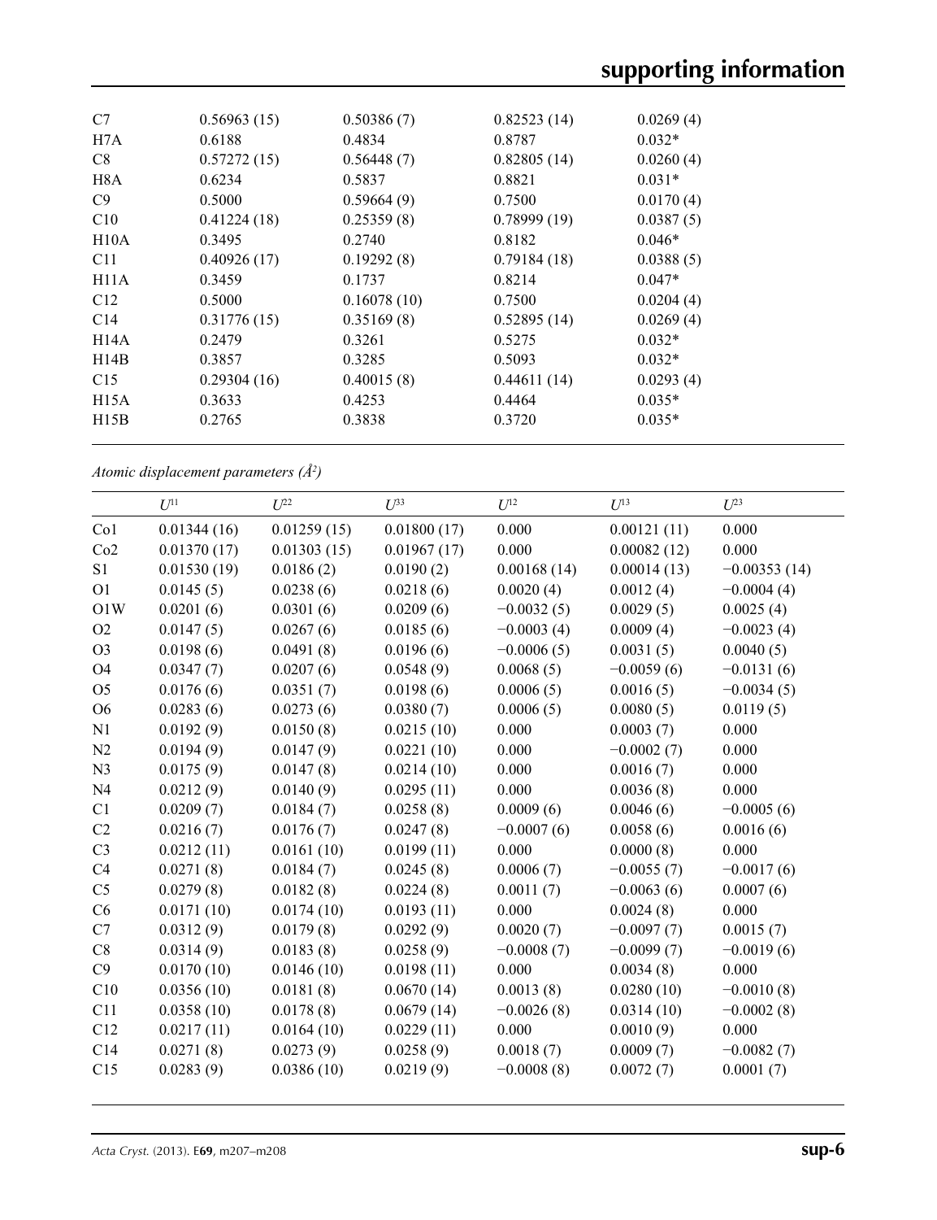| | | | | |
|---|---|---|---|---|
| C7 | 0.56963 (15) | 0.50386 (7) | 0.82523 (14) | 0.0269 (4) |
| H7A | 0.6188 | 0.4834 | 0.8787 | 0.032* |
| C8 | 0.57272 (15) | 0.56448 (7) | 0.82805 (14) | 0.0260 (4) |
| H8A | 0.6234 | 0.5837 | 0.8821 | 0.031* |
| C9 | 0.5000 | 0.59664 (9) | 0.7500 | 0.0170 (4) |
| C10 | 0.41224 (18) | 0.25359 (8) | 0.78999 (19) | 0.0387 (5) |
| H10A | 0.3495 | 0.2740 | 0.8182 | 0.046* |
| C11 | 0.40926 (17) | 0.19292 (8) | 0.79184 (18) | 0.0388 (5) |
| H11A | 0.3459 | 0.1737 | 0.8214 | 0.047* |
| C12 | 0.5000 | 0.16078 (10) | 0.7500 | 0.0204 (4) |
| C14 | 0.31776 (15) | 0.35169 (8) | 0.52895 (14) | 0.0269 (4) |
| H14A | 0.2479 | 0.3261 | 0.5275 | 0.032* |
| H14B | 0.3857 | 0.3285 | 0.5093 | 0.032* |
| C15 | 0.29304 (16) | 0.40015 (8) | 0.44611 (14) | 0.0293 (4) |
| H15A | 0.3633 | 0.4253 | 0.4464 | 0.035* |
| H15B | 0.2765 | 0.3838 | 0.3720 | 0.035* |

*Atomic displacement parameters (Å²)*

| | $U^{11}$ | $U^{22}$ | $U^{33}$ | $U^{12}$ | $U^{13}$ | $U^{23}$ |
|---|---|---|---|---|---|---|
| Co1 | 0.01344 (16) | 0.01259 (15) | 0.01800 (17) | 0.000 | 0.00121 (11) | 0.000 |
| Co2 | 0.01370 (17) | 0.01303 (15) | 0.01967 (17) | 0.000 | 0.00082 (12) | 0.000 |
| S1 | 0.01530 (19) | 0.0186 (2) | 0.0190 (2) | 0.00168 (14) | 0.00014 (13) | −0.00353 (14) |
| O1 | 0.0145 (5) | 0.0238 (6) | 0.0218 (6) | 0.0020 (4) | 0.0012 (4) | −0.0004 (4) |
| O1W | 0.0201 (6) | 0.0301 (6) | 0.0209 (6) | −0.0032 (5) | 0.0029 (5) | 0.0025 (4) |
| O2 | 0.0147 (5) | 0.0267 (6) | 0.0185 (6) | −0.0003 (4) | 0.0009 (4) | −0.0023 (4) |
| O3 | 0.0198 (6) | 0.0491 (8) | 0.0196 (6) | −0.0006 (5) | 0.0031 (5) | 0.0040 (5) |
| O4 | 0.0347 (7) | 0.0207 (6) | 0.0548 (9) | 0.0068 (5) | −0.0059 (6) | −0.0131 (6) |
| O5 | 0.0176 (6) | 0.0351 (7) | 0.0198 (6) | 0.0006 (5) | 0.0016 (5) | −0.0034 (5) |
| O6 | 0.0283 (6) | 0.0273 (6) | 0.0380 (7) | 0.0006 (5) | 0.0080 (5) | 0.0119 (5) |
| N1 | 0.0192 (9) | 0.0150 (8) | 0.0215 (10) | 0.000 | 0.0003 (7) | 0.000 |
| N2 | 0.0194 (9) | 0.0147 (9) | 0.0221 (10) | 0.000 | −0.0002 (7) | 0.000 |
| N3 | 0.0175 (9) | 0.0147 (8) | 0.0214 (10) | 0.000 | 0.0016 (7) | 0.000 |
| N4 | 0.0212 (9) | 0.0140 (9) | 0.0295 (11) | 0.000 | 0.0036 (8) | 0.000 |
| C1 | 0.0209 (7) | 0.0184 (7) | 0.0258 (8) | 0.0009 (6) | 0.0046 (6) | −0.0005 (6) |
| C2 | 0.0216 (7) | 0.0176 (7) | 0.0247 (8) | −0.0007 (6) | 0.0058 (6) | 0.0016 (6) |
| C3 | 0.0212 (11) | 0.0161 (10) | 0.0199 (11) | 0.000 | 0.0000 (8) | 0.000 |
| C4 | 0.0271 (8) | 0.0184 (7) | 0.0245 (8) | 0.0006 (7) | −0.0055 (7) | −0.0017 (6) |
| C5 | 0.0279 (8) | 0.0182 (8) | 0.0224 (8) | 0.0011 (7) | −0.0063 (6) | 0.0007 (6) |
| C6 | 0.0171 (10) | 0.0174 (10) | 0.0193 (11) | 0.000 | 0.0024 (8) | 0.000 |
| C7 | 0.0312 (9) | 0.0179 (8) | 0.0292 (9) | 0.0020 (7) | −0.0097 (7) | 0.0015 (7) |
| C8 | 0.0314 (9) | 0.0183 (8) | 0.0258 (9) | −0.0008 (7) | −0.0099 (7) | −0.0019 (6) |
| C9 | 0.0170 (10) | 0.0146 (10) | 0.0198 (11) | 0.000 | 0.0034 (8) | 0.000 |
| C10 | 0.0356 (10) | 0.0181 (8) | 0.0670 (14) | 0.0013 (8) | 0.0280 (10) | −0.0010 (8) |
| C11 | 0.0358 (10) | 0.0178 (8) | 0.0679 (14) | −0.0026 (8) | 0.0314 (10) | −0.0002 (8) |
| C12 | 0.0217 (11) | 0.0164 (10) | 0.0229 (11) | 0.000 | 0.0010 (9) | 0.000 |
| C14 | 0.0271 (8) | 0.0273 (9) | 0.0258 (9) | 0.0018 (7) | 0.0009 (7) | −0.0082 (7) |
| C15 | 0.0283 (9) | 0.0386 (10) | 0.0219 (9) | −0.0008 (8) | 0.0072 (7) | 0.0001 (7) |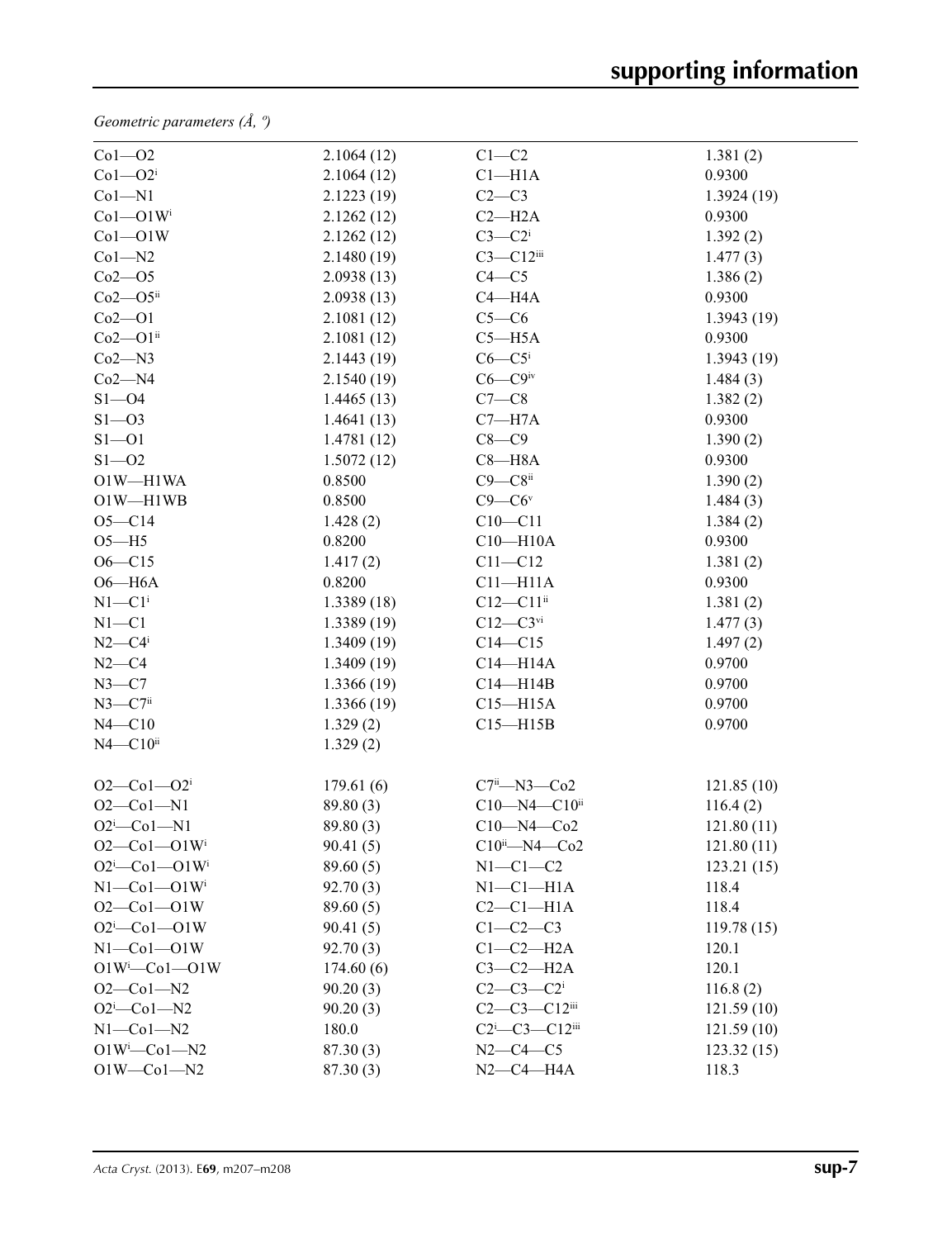*Geometric parameters (Å, º)*

| | | | |
|---|---|---|---|
| Co1—O2 | 2.1064 (12) | C1—C2 | 1.381 (2) |
| Co1—O2$^{i}$ | 2.1064 (12) | C1—H1A | 0.9300 |
| Co1—N1 | 2.1223 (19) | C2—C3 | 1.3924 (19) |
| Co1—O1W$^{i}$ | 2.1262 (12) | C2—H2A | 0.9300 |
| Co1—O1W | 2.1262 (12) | C3—C2$^{i}$ | 1.392 (2) |
| Co1—N2 | 2.1480 (19) | C3—C12$^{iii}$ | 1.477 (3) |
| Co2—O5 | 2.0938 (13) | C4—C5 | 1.386 (2) |
| Co2—O5$^{ii}$ | 2.0938 (13) | C4—H4A | 0.9300 |
| Co2—O1 | 2.1081 (12) | C5—C6 | 1.3943 (19) |
| Co2—O1$^{ii}$ | 2.1081 (12) | C5—H5A | 0.9300 |
| Co2—N3 | 2.1443 (19) | C6—C5$^{i}$ | 1.3943 (19) |
| Co2—N4 | 2.1540 (19) | C6—C9$^{iv}$ | 1.484 (3) |
| S1—O4 | 1.4465 (13) | C7—C8 | 1.382 (2) |
| S1—O3 | 1.4641 (13) | C7—H7A | 0.9300 |
| S1—O1 | 1.4781 (12) | C8—C9 | 1.390 (2) |
| S1—O2 | 1.5072 (12) | C8—H8A | 0.9300 |
| O1W—H1WA | 0.8500 | C9—C8$^{ii}$ | 1.390 (2) |
| O1W—H1WB | 0.8500 | C9—C6$^{v}$ | 1.484 (3) |
| O5—C14 | 1.428 (2) | C10—C11 | 1.384 (2) |
| O5—H5 | 0.8200 | C10—H10A | 0.9300 |
| O6—C15 | 1.417 (2) | C11—C12 | 1.381 (2) |
| O6—H6A | 0.8200 | C11—H11A | 0.9300 |
| N1—C1$^{i}$ | 1.3389 (18) | C12—C11$^{ii}$ | 1.381 (2) |
| N1—C1 | 1.3389 (19) | C12—C3$^{vi}$ | 1.477 (3) |
| N2—C4$^{i}$ | 1.3409 (19) | C14—C15 | 1.497 (2) |
| N2—C4 | 1.3409 (19) | C14—H14A | 0.9700 |
| N3—C7 | 1.3366 (19) | C14—H14B | 0.9700 |
| N3—C7$^{ii}$ | 1.3366 (19) | C15—H15A | 0.9700 |
| N4—C10 | 1.329 (2) | C15—H15B | 0.9700 |
| N4—C10$^{ii}$ | 1.329 (2) | | |
| | | | |
| O2—Co1—O2$^{i}$ | 179.61 (6) | C7$^{ii}$—N3—Co2 | 121.85 (10) |
| O2—Co1—N1 | 89.80 (3) | C10—N4—C10$^{ii}$ | 116.4 (2) |
| O2$^{i}$—Co1—N1 | 89.80 (3) | C10—N4—Co2 | 121.80 (11) |
| O2—Co1—O1W$^{i}$ | 90.41 (5) | C10$^{ii}$—N4—Co2 | 121.80 (11) |
| O2$^{i}$—Co1—O1W$^{i}$ | 89.60 (5) | N1—C1—C2 | 123.21 (15) |
| N1—Co1—O1W$^{i}$ | 92.70 (3) | N1—C1—H1A | 118.4 |
| O2—Co1—O1W | 89.60 (5) | C2—C1—H1A | 118.4 |
| O2$^{i}$—Co1—O1W | 90.41 (5) | C1—C2—C3 | 119.78 (15) |
| N1—Co1—O1W | 92.70 (3) | C1—C2—H2A | 120.1 |
| O1W$^{i}$—Co1—O1W | 174.60 (6) | C3—C2—H2A | 120.1 |
| O2—Co1—N2 | 90.20 (3) | C2—C3—C2$^{i}$ | 116.8 (2) |
| O2$^{i}$—Co1—N2 | 90.20 (3) | C2—C3—C12$^{iii}$ | 121.59 (10) |
| N1—Co1—N2 | 180.0 | C2$^{i}$—C3—C12$^{iii}$ | 121.59 (10) |
| O1W$^{i}$—Co1—N2 | 87.30 (3) | N2—C4—C5 | 123.32 (15) |
| O1W—Co1—N2 | 87.30 (3) | N2—C4—H4A | 118.3 |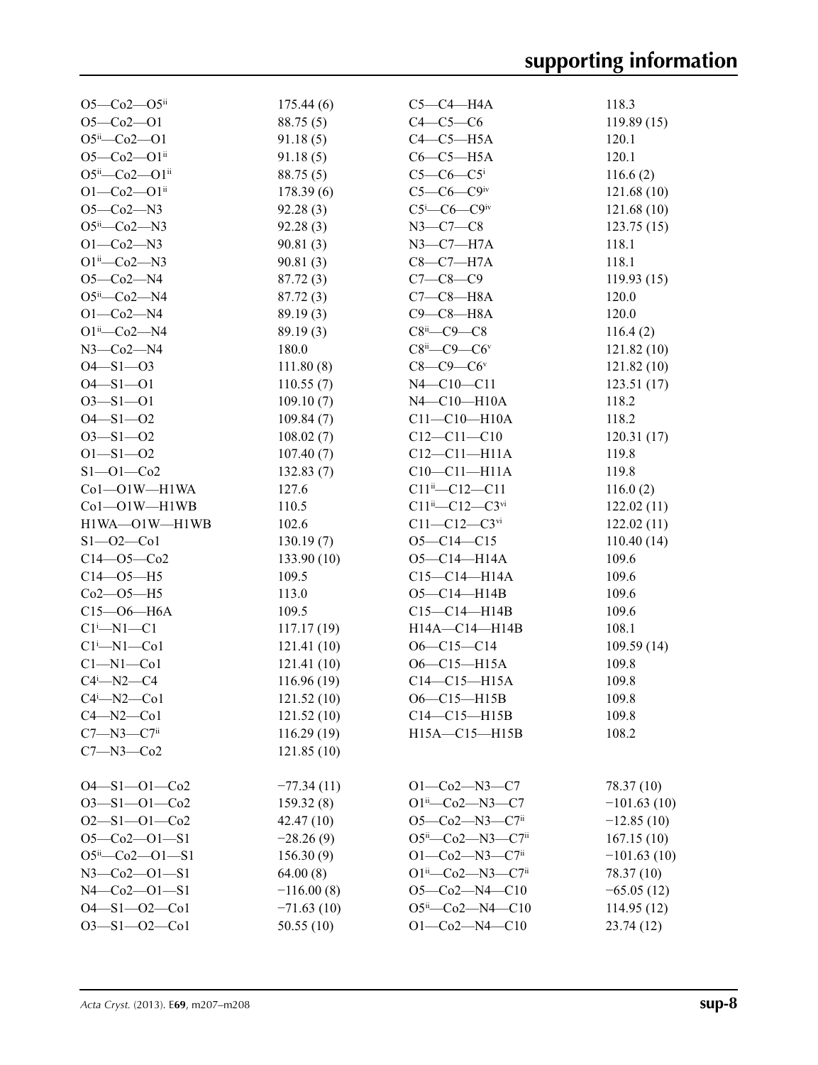| | | | |
|---|---|---|---|
| O5—Co2—O5$^{ii}$ | 175.44 (6) | C5—C4—H4A | 118.3 |
| O5—Co2—O1 | 88.75 (5) | C4—C5—C6 | 119.89 (15) |
| O5$^{ii}$—Co2—O1 | 91.18 (5) | C4—C5—H5A | 120.1 |
| O5—Co2—O1$^{ii}$ | 91.18 (5) | C6—C5—H5A | 120.1 |
| O5$^{ii}$—Co2—O1$^{ii}$ | 88.75 (5) | C5—C6—C5$^{i}$ | 116.6 (2) |
| O1—Co2—O1$^{ii}$ | 178.39 (6) | C5—C6—C9$^{iv}$ | 121.68 (10) |
| O5—Co2—N3 | 92.28 (3) | C5$^{i}$—C6—C9$^{iv}$ | 121.68 (10) |
| O5$^{ii}$—Co2—N3 | 92.28 (3) | N3—C7—C8 | 123.75 (15) |
| O1—Co2—N3 | 90.81 (3) | N3—C7—H7A | 118.1 |
| O1$^{ii}$—Co2—N3 | 90.81 (3) | C8—C7—H7A | 118.1 |
| O5—Co2—N4 | 87.72 (3) | C7—C8—C9 | 119.93 (15) |
| O5$^{ii}$—Co2—N4 | 87.72 (3) | C7—C8—H8A | 120.0 |
| O1—Co2—N4 | 89.19 (3) | C9—C8—H8A | 120.0 |
| O1$^{ii}$—Co2—N4 | 89.19 (3) | C8$^{ii}$—C9—C8 | 116.4 (2) |
| N3—Co2—N4 | 180.0 | C8$^{ii}$—C9—C6$^{v}$ | 121.82 (10) |
| O4—S1—O3 | 111.80 (8) | C8—C9—C6$^{v}$ | 121.82 (10) |
| O4—S1—O1 | 110.55 (7) | N4—C10—C11 | 123.51 (17) |
| O3—S1—O1 | 109.10 (7) | N4—C10—H10A | 118.2 |
| O4—S1—O2 | 109.84 (7) | C11—C10—H10A | 118.2 |
| O3—S1—O2 | 108.02 (7) | C12—C11—C10 | 120.31 (17) |
| O1—S1—O2 | 107.40 (7) | C12—C11—H11A | 119.8 |
| S1—O1—Co2 | 132.83 (7) | C10—C11—H11A | 119.8 |
| Co1—O1W—H1WA | 127.6 | C11$^{ii}$—C12—C11 | 116.0 (2) |
| Co1—O1W—H1WB | 110.5 | C11$^{ii}$—C12—C3$^{vi}$ | 122.02 (11) |
| H1WA—O1W—H1WB | 102.6 | C11—C12—C3$^{vi}$ | 122.02 (11) |
| S1—O2—Co1 | 130.19 (7) | O5—C14—C15 | 110.40 (14) |
| C14—O5—Co2 | 133.90 (10) | O5—C14—H14A | 109.6 |
| C14—O5—H5 | 109.5 | C15—C14—H14A | 109.6 |
| Co2—O5—H5 | 113.0 | O5—C14—H14B | 109.6 |
| C15—O6—H6A | 109.5 | C15—C14—H14B | 109.6 |
| C1$^{i}$—N1—C1 | 117.17 (19) | H14A—C14—H14B | 108.1 |
| C1$^{i}$—N1—Co1 | 121.41 (10) | O6—C15—C14 | 109.59 (14) |
| C1—N1—Co1 | 121.41 (10) | O6—C15—H15A | 109.8 |
| C4$^{i}$—N2—C4 | 116.96 (19) | C14—C15—H15A | 109.8 |
| C4$^{i}$—N2—Co1 | 121.52 (10) | O6—C15—H15B | 109.8 |
| C4—N2—Co1 | 121.52 (10) | C14—C15—H15B | 109.8 |
| C7—N3—C7$^{ii}$ | 116.29 (19) | H15A—C15—H15B | 108.2 |
| C7—N3—Co2 | 121.85 (10) | | |

| | | | |
|---|---|---|---|
| O4—S1—O1—Co2 | −77.34 (11) | O1—Co2—N3—C7 | 78.37 (10) |
| O3—S1—O1—Co2 | 159.32 (8) | O1$^{ii}$—Co2—N3—C7 | −101.63 (10) |
| O2—S1—O1—Co2 | 42.47 (10) | O5—Co2—N3—C7$^{ii}$ | −12.85 (10) |
| O5—Co2—O1—S1 | −28.26 (9) | O5$^{ii}$—Co2—N3—C7$^{ii}$ | 167.15 (10) |
| O5$^{ii}$—Co2—O1—S1 | 156.30 (9) | O1—Co2—N3—C7$^{ii}$ | −101.63 (10) |
| N3—Co2—O1—S1 | 64.00 (8) | O1$^{ii}$—Co2—N3—C7$^{ii}$ | 78.37 (10) |
| N4—Co2—O1—S1 | −116.00 (8) | O5—Co2—N4—C10 | −65.05 (12) |
| O4—S1—O2—Co1 | −71.63 (10) | O5$^{ii}$—Co2—N4—C10 | 114.95 (12) |
| O3—S1—O2—Co1 | 50.55 (10) | O1—Co2—N4—C10 | 23.74 (12) |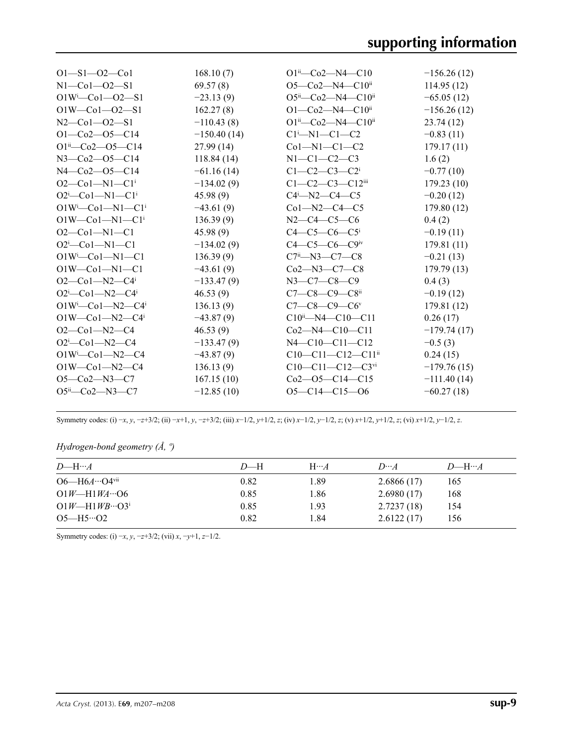| | | | |
|---|---|---|---|
| O1—S1—O2—Co1 | 168.10 (7) | O1$^{ii}$—Co2—N4—C10 | −156.26 (12) |
| N1—Co1—O2—S1 | 69.57 (8) | O5—Co2—N4—C10$^{ii}$ | 114.95 (12) |
| O1W$^{i}$—Co1—O2—S1 | −23.13 (9) | O5$^{ii}$—Co2—N4—C10$^{ii}$ | −65.05 (12) |
| O1W—Co1—O2—S1 | 162.27 (8) | O1—Co2—N4—C10$^{ii}$ | −156.26 (12) |
| N2—Co1—O2—S1 | −110.43 (8) | O1$^{ii}$—Co2—N4—C10$^{ii}$ | 23.74 (12) |
| O1—Co2—O5—C14 | −150.40 (14) | C1$^{i}$—N1—C1—C2 | −0.83 (11) |
| O1$^{ii}$—Co2—O5—C14 | 27.99 (14) | Co1—N1—C1—C2 | 179.17 (11) |
| N3—Co2—O5—C14 | 118.84 (14) | N1—C1—C2—C3 | 1.6 (2) |
| N4—Co2—O5—C14 | −61.16 (14) | C1—C2—C3—C2$^{i}$ | −0.77 (10) |
| O2—Co1—N1—C1$^{i}$ | −134.02 (9) | C1—C2—C3—C12$^{iii}$ | 179.23 (10) |
| O2$^{i}$—Co1—N1—C1$^{i}$ | 45.98 (9) | C4$^{i}$—N2—C4—C5 | −0.20 (12) |
| O1W$^{i}$—Co1—N1—C1$^{i}$ | −43.61 (9) | Co1—N2—C4—C5 | 179.80 (12) |
| O1W—Co1—N1—C1$^{i}$ | 136.39 (9) | N2—C4—C5—C6 | 0.4 (2) |
| O2—Co1—N1—C1 | 45.98 (9) | C4—C5—C6—C5$^{i}$ | −0.19 (11) |
| O2$^{i}$—Co1—N1—C1 | −134.02 (9) | C4—C5—C6—C9$^{iv}$ | 179.81 (11) |
| O1W$^{i}$—Co1—N1—C1 | 136.39 (9) | C7$^{ii}$—N3—C7—C8 | −0.21 (13) |
| O1W—Co1—N1—C1 | −43.61 (9) | Co2—N3—C7—C8 | 179.79 (13) |
| O2—Co1—N2—C4$^{i}$ | −133.47 (9) | N3—C7—C8—C9 | 0.4 (3) |
| O2$^{i}$—Co1—N2—C4$^{i}$ | 46.53 (9) | C7—C8—C9—C8$^{ii}$ | −0.19 (12) |
| O1W$^{i}$—Co1—N2—C4$^{i}$ | 136.13 (9) | C7—C8—C9—C6$^{v}$ | 179.81 (12) |
| O1W—Co1—N2—C4$^{i}$ | −43.87 (9) | C10$^{ii}$—N4—C10—C11 | 0.26 (17) |
| O2—Co1—N2—C4 | 46.53 (9) | Co2—N4—C10—C11 | −179.74 (17) |
| O2$^{i}$—Co1—N2—C4 | −133.47 (9) | N4—C10—C11—C12 | −0.5 (3) |
| O1W$^{i}$—Co1—N2—C4 | −43.87 (9) | C10—C11—C12—C11$^{ii}$ | 0.24 (15) |
| O1W—Co1—N2—C4 | 136.13 (9) | C10—C11—C12—C3$^{vi}$ | −179.76 (15) |
| O5—Co2—N3—C7 | 167.15 (10) | Co2—O5—C14—C15 | −111.40 (14) |
| O5$^{ii}$—Co2—N3—C7 | −12.85 (10) | O5—C14—C15—O6 | −60.27 (18) |

Symmetry codes: (i) −*x*, *y*, −*z*+3/2; (ii) −*x*+1, *y*, −*z*+3/2; (iii) *x*−1/2, *y*+1/2, *z*; (iv) *x*−1/2, *y*−1/2, *z*; (v) *x*+1/2, *y*+1/2, *z*; (vi) *x*+1/2, *y*−1/2, *z*.

*Hydrogen-bond geometry (Å, º)*

| *D*—H···*A* | *D*—H | H···*A* | *D*···*A* | *D*—H···*A* |
|---|---|---|---|---|
| O6—H6*A*···O4$^{vii}$ | 0.82 | 1.89 | 2.6866 (17) | 165 |
| O1*W*—H1*WA*···O6 | 0.85 | 1.86 | 2.6980 (17) | 168 |
| O1*W*—H1*WB*···O3$^{i}$ | 0.85 | 1.93 | 2.7237 (18) | 154 |
| O5—H5···O2 | 0.82 | 1.84 | 2.6122 (17) | 156 |

Symmetry codes: (i) −*x*, *y*, −*z*+3/2; (vii) *x*, −*y*+1, *z*−1/2.